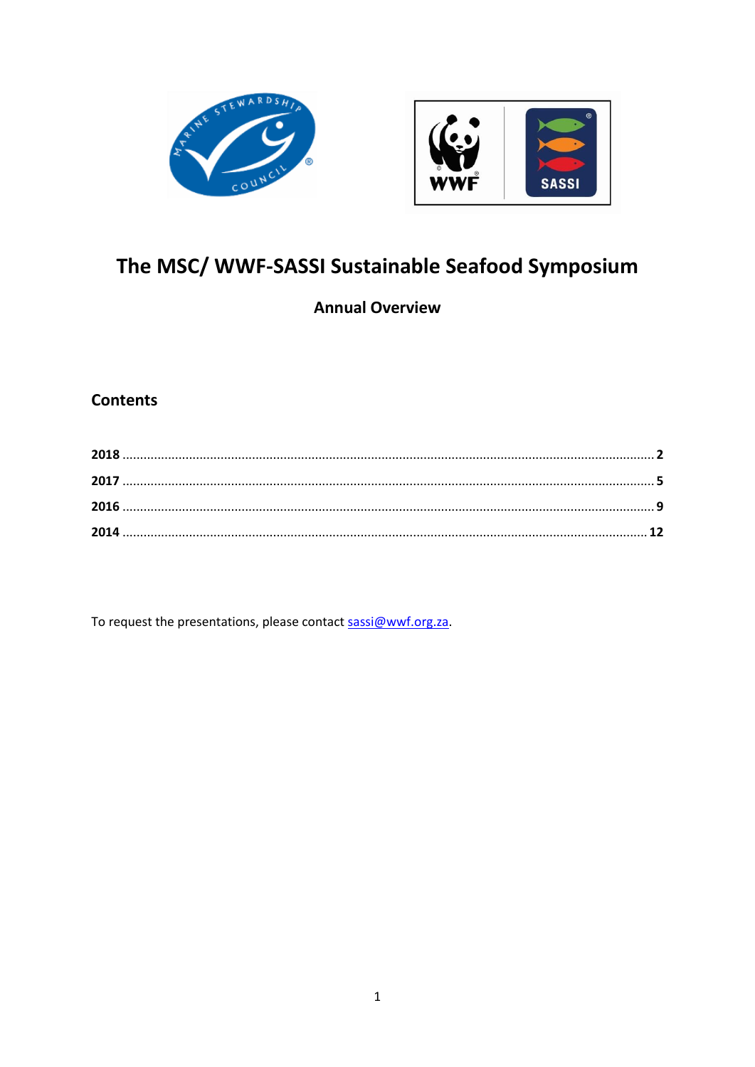# The MSC/ WWF-SASSI Sustainable Seafood Symposium

**Annual Overview**

## Contents

**2018** ........................................................................................................................................ **2**

**2017** ........................................................................................................................................ **5**

**2016** ........................................................................................................................................ **9**

**2014** ...................................................................................................................................... **12**

To request the presentations, please contact sassi@wwf.org.za.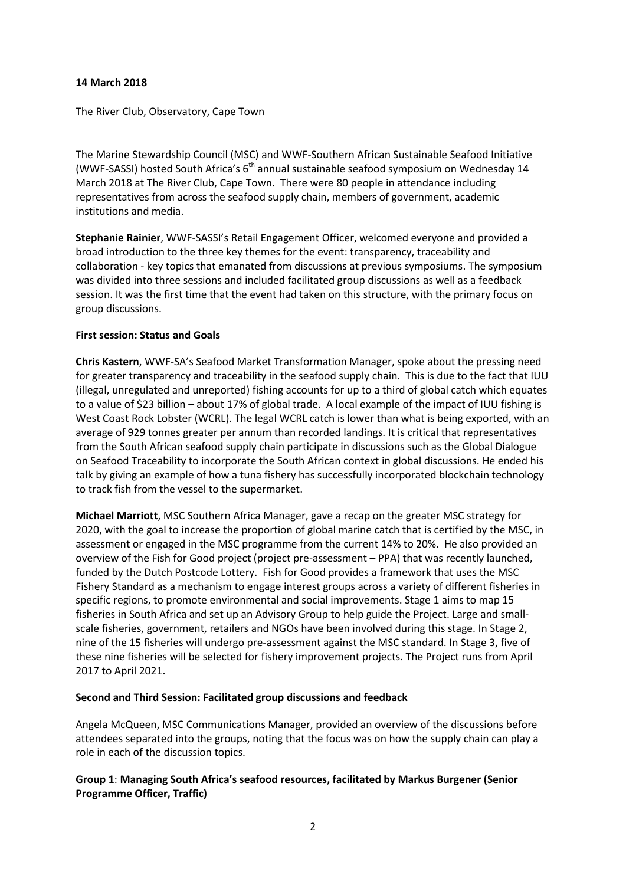**14 March 2018**

The River Club, Observatory, Cape Town

The Marine Stewardship Council (MSC) and WWF-Southern African Sustainable Seafood Initiative (WWF-SASSI) hosted South Africa's 6th annual sustainable seafood symposium on Wednesday 14 March 2018 at The River Club, Cape Town. There were 80 people in attendance including representatives from across the seafood supply chain, members of government, academic institutions and media.

**Stephanie Rainier**, WWF-SASSI's Retail Engagement Officer, welcomed everyone and provided a broad introduction to the three key themes for the event: transparency, traceability and collaboration - key topics that emanated from discussions at previous symposiums. The symposium was divided into three sessions and included facilitated group discussions as well as a feedback session. It was the first time that the event had taken on this structure, with the primary focus on group discussions.

**First session: Status and Goals**

**Chris Kastern**, WWF-SA's Seafood Market Transformation Manager, spoke about the pressing need for greater transparency and traceability in the seafood supply chain. This is due to the fact that IUU (illegal, unregulated and unreported) fishing accounts for up to a third of global catch which equates to a value of $23 billion – about 17% of global trade. A local example of the impact of IUU fishing is West Coast Rock Lobster (WCRL). The legal WCRL catch is lower than what is being exported, with an average of 929 tonnes greater per annum than recorded landings. It is critical that representatives from the South African seafood supply chain participate in discussions such as the Global Dialogue on Seafood Traceability to incorporate the South African context in global discussions. He ended his talk by giving an example of how a tuna fishery has successfully incorporated blockchain technology to track fish from the vessel to the supermarket.

**Michael Marriott**, MSC Southern Africa Manager, gave a recap on the greater MSC strategy for 2020, with the goal to increase the proportion of global marine catch that is certified by the MSC, in assessment or engaged in the MSC programme from the current 14% to 20%. He also provided an overview of the Fish for Good project (project pre-assessment – PPA) that was recently launched, funded by the Dutch Postcode Lottery. Fish for Good provides a framework that uses the MSC Fishery Standard as a mechanism to engage interest groups across a variety of different fisheries in specific regions, to promote environmental and social improvements. Stage 1 aims to map 15 fisheries in South Africa and set up an Advisory Group to help guide the Project. Large and small-scale fisheries, government, retailers and NGOs have been involved during this stage. In Stage 2, nine of the 15 fisheries will undergo pre-assessment against the MSC standard. In Stage 3, five of these nine fisheries will be selected for fishery improvement projects. The Project runs from April 2017 to April 2021.

**Second and Third Session: Facilitated group discussions and feedback**

Angela McQueen, MSC Communications Manager, provided an overview of the discussions before attendees separated into the groups, noting that the focus was on how the supply chain can play a role in each of the discussion topics.

**Group 1**: **Managing South Africa's seafood resources, facilitated by Markus Burgener (Senior Programme Officer, Traffic)**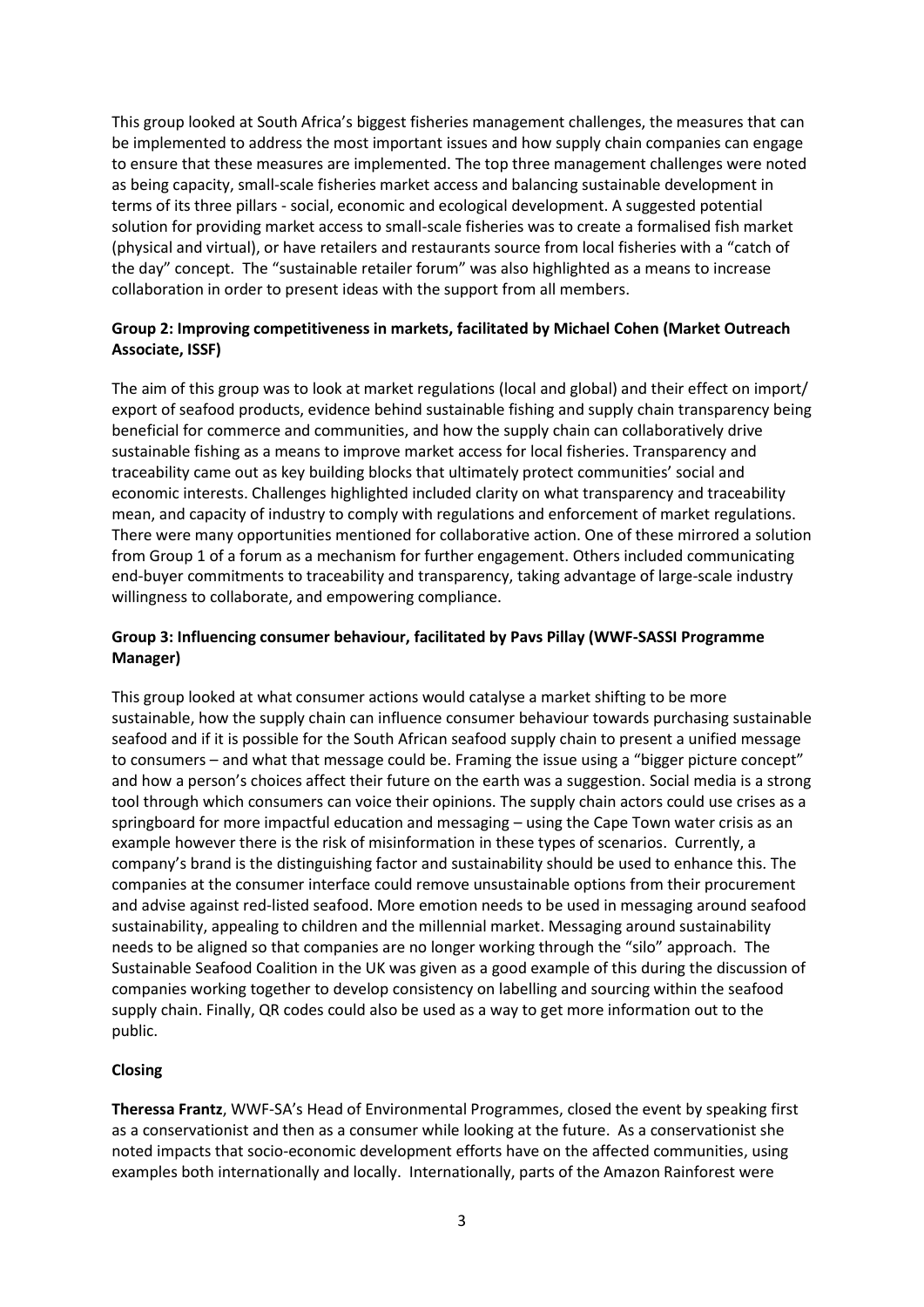This group looked at South Africa's biggest fisheries management challenges, the measures that can be implemented to address the most important issues and how supply chain companies can engage to ensure that these measures are implemented. The top three management challenges were noted as being capacity, small-scale fisheries market access and balancing sustainable development in terms of its three pillars - social, economic and ecological development. A suggested potential solution for providing market access to small-scale fisheries was to create a formalised fish market (physical and virtual), or have retailers and restaurants source from local fisheries with a "catch of the day" concept. The "sustainable retailer forum" was also highlighted as a means to increase collaboration in order to present ideas with the support from all members.

**Group 2: Improving competitiveness in markets, facilitated by Michael Cohen (Market Outreach Associate, ISSF)**

The aim of this group was to look at market regulations (local and global) and their effect on import/ export of seafood products, evidence behind sustainable fishing and supply chain transparency being beneficial for commerce and communities, and how the supply chain can collaboratively drive sustainable fishing as a means to improve market access for local fisheries. Transparency and traceability came out as key building blocks that ultimately protect communities' social and economic interests. Challenges highlighted included clarity on what transparency and traceability mean, and capacity of industry to comply with regulations and enforcement of market regulations. There were many opportunities mentioned for collaborative action. One of these mirrored a solution from Group 1 of a forum as a mechanism for further engagement. Others included communicating end-buyer commitments to traceability and transparency, taking advantage of large-scale industry willingness to collaborate, and empowering compliance.

**Group 3: Influencing consumer behaviour, facilitated by Pavs Pillay (WWF-SASSI Programme Manager)**

This group looked at what consumer actions would catalyse a market shifting to be more sustainable, how the supply chain can influence consumer behaviour towards purchasing sustainable seafood and if it is possible for the South African seafood supply chain to present a unified message to consumers – and what that message could be. Framing the issue using a "bigger picture concept" and how a person's choices affect their future on the earth was a suggestion. Social media is a strong tool through which consumers can voice their opinions. The supply chain actors could use crises as a springboard for more impactful education and messaging – using the Cape Town water crisis as an example however there is the risk of misinformation in these types of scenarios. Currently, a company's brand is the distinguishing factor and sustainability should be used to enhance this. The companies at the consumer interface could remove unsustainable options from their procurement and advise against red-listed seafood. More emotion needs to be used in messaging around seafood sustainability, appealing to children and the millennial market. Messaging around sustainability needs to be aligned so that companies are no longer working through the "silo" approach. The Sustainable Seafood Coalition in the UK was given as a good example of this during the discussion of companies working together to develop consistency on labelling and sourcing within the seafood supply chain. Finally, QR codes could also be used as a way to get more information out to the public.

**Closing**

**Theressa Frantz**, WWF-SA's Head of Environmental Programmes, closed the event by speaking first as a conservationist and then as a consumer while looking at the future. As a conservationist she noted impacts that socio-economic development efforts have on the affected communities, using examples both internationally and locally. Internationally, parts of the Amazon Rainforest were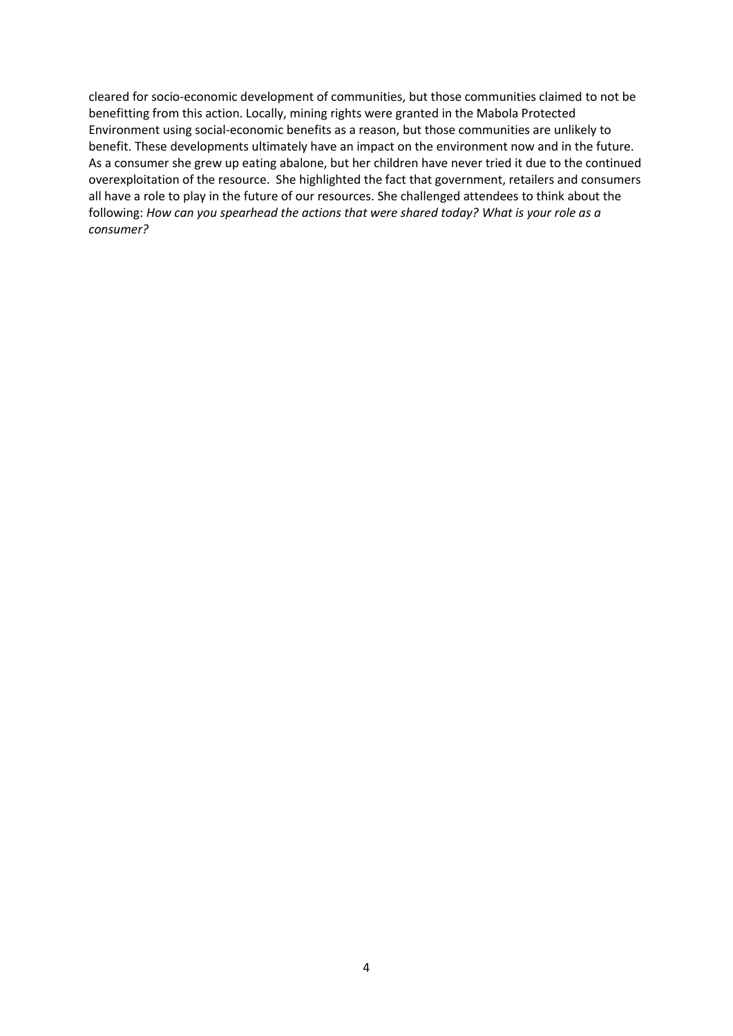cleared for socio-economic development of communities, but those communities claimed to not be benefitting from this action. Locally, mining rights were granted in the Mabola Protected Environment using social-economic benefits as a reason, but those communities are unlikely to benefit. These developments ultimately have an impact on the environment now and in the future. As a consumer she grew up eating abalone, but her children have never tried it due to the continued overexploitation of the resource. She highlighted the fact that government, retailers and consumers all have a role to play in the future of our resources. She challenged attendees to think about the following: *How can you spearhead the actions that were shared today? What is your role as a consumer?*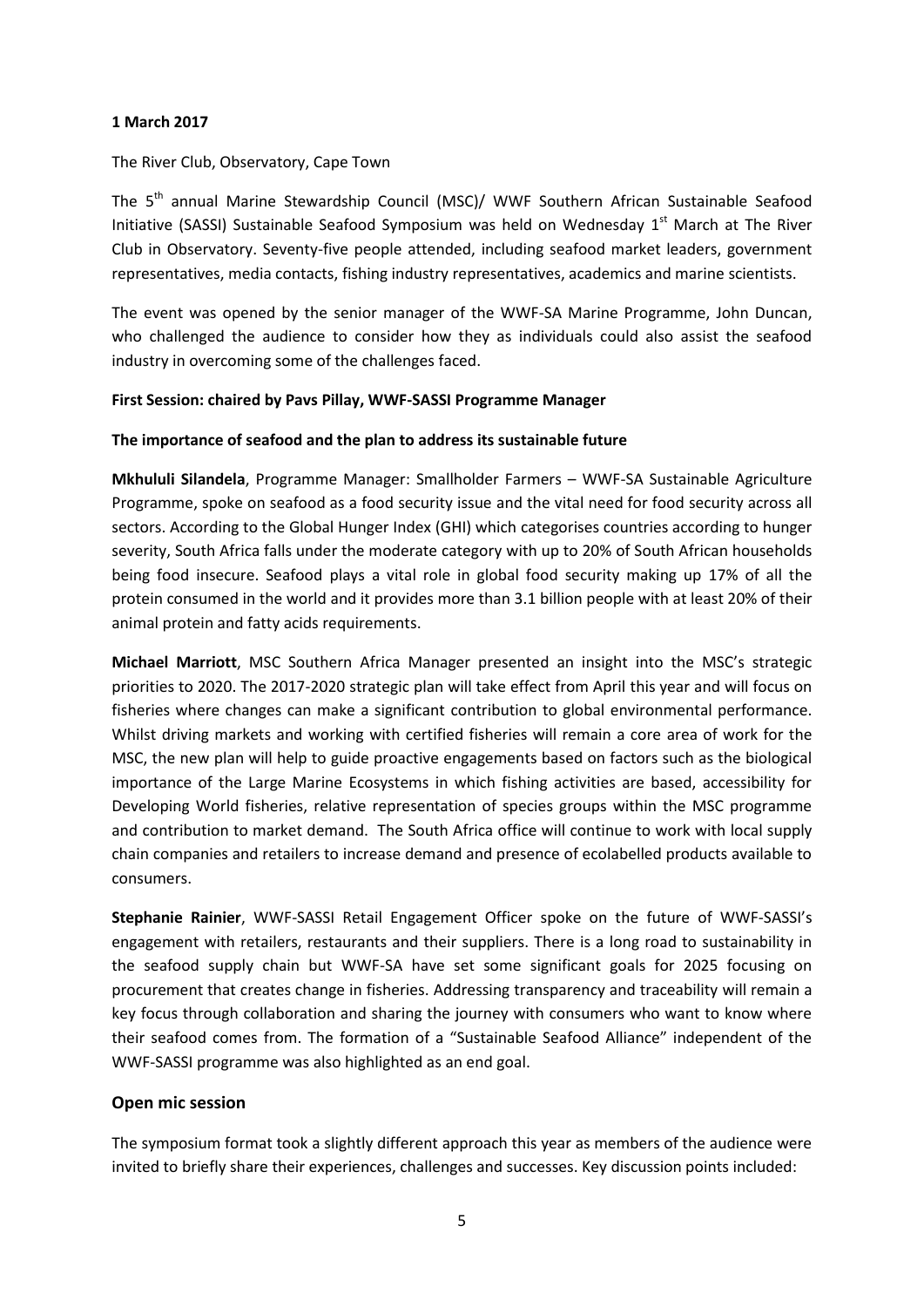**1 March 2017**

The River Club, Observatory, Cape Town

The 5th annual Marine Stewardship Council (MSC)/ WWF Southern African Sustainable Seafood Initiative (SASSI) Sustainable Seafood Symposium was held on Wednesday 1st March at The River Club in Observatory. Seventy-five people attended, including seafood market leaders, government representatives, media contacts, fishing industry representatives, academics and marine scientists.

The event was opened by the senior manager of the WWF-SA Marine Programme, John Duncan, who challenged the audience to consider how they as individuals could also assist the seafood industry in overcoming some of the challenges faced.

**First Session: chaired by Pavs Pillay, WWF-SASSI Programme Manager**

**The importance of seafood and the plan to address its sustainable future**

**Mkhululi Silandela**, Programme Manager: Smallholder Farmers – WWF-SA Sustainable Agriculture Programme, spoke on seafood as a food security issue and the vital need for food security across all sectors. According to the Global Hunger Index (GHI) which categorises countries according to hunger severity, South Africa falls under the moderate category with up to 20% of South African households being food insecure. Seafood plays a vital role in global food security making up 17% of all the protein consumed in the world and it provides more than 3.1 billion people with at least 20% of their animal protein and fatty acids requirements.

**Michael Marriott**, MSC Southern Africa Manager presented an insight into the MSC's strategic priorities to 2020. The 2017-2020 strategic plan will take effect from April this year and will focus on fisheries where changes can make a significant contribution to global environmental performance. Whilst driving markets and working with certified fisheries will remain a core area of work for the MSC, the new plan will help to guide proactive engagements based on factors such as the biological importance of the Large Marine Ecosystems in which fishing activities are based, accessibility for Developing World fisheries, relative representation of species groups within the MSC programme and contribution to market demand. The South Africa office will continue to work with local supply chain companies and retailers to increase demand and presence of ecolabelled products available to consumers.

**Stephanie Rainier**, WWF-SASSI Retail Engagement Officer spoke on the future of WWF-SASSI's engagement with retailers, restaurants and their suppliers. There is a long road to sustainability in the seafood supply chain but WWF-SA have set some significant goals for 2025 focusing on procurement that creates change in fisheries. Addressing transparency and traceability will remain a key focus through collaboration and sharing the journey with consumers who want to know where their seafood comes from. The formation of a "Sustainable Seafood Alliance" independent of the WWF-SASSI programme was also highlighted as an end goal.

## Open mic session

The symposium format took a slightly different approach this year as members of the audience were invited to briefly share their experiences, challenges and successes. Key discussion points included: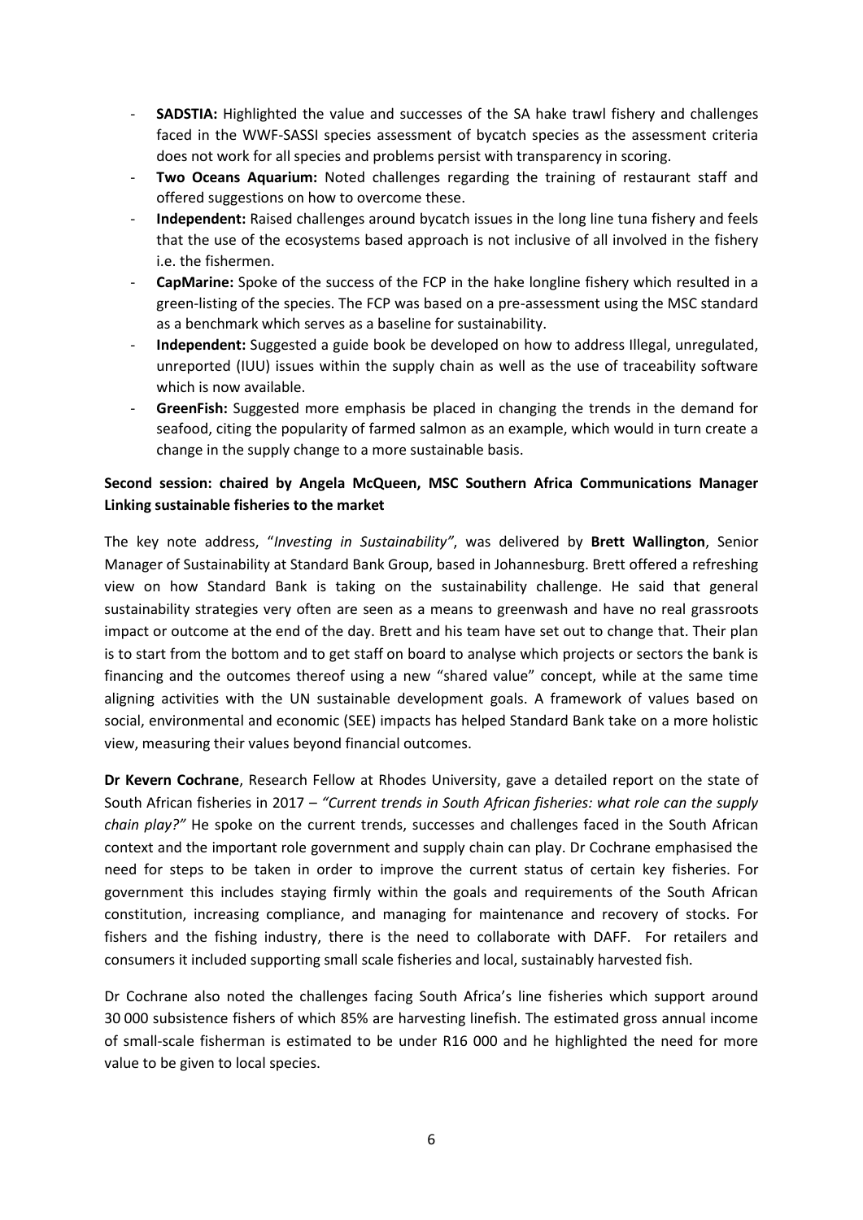- **SADSTIA:** Highlighted the value and successes of the SA hake trawl fishery and challenges faced in the WWF-SASSI species assessment of bycatch species as the assessment criteria does not work for all species and problems persist with transparency in scoring.
- **Two Oceans Aquarium:** Noted challenges regarding the training of restaurant staff and offered suggestions on how to overcome these.
- **Independent:** Raised challenges around bycatch issues in the long line tuna fishery and feels that the use of the ecosystems based approach is not inclusive of all involved in the fishery i.e. the fishermen.
- **CapMarine:** Spoke of the success of the FCP in the hake longline fishery which resulted in a green-listing of the species. The FCP was based on a pre-assessment using the MSC standard as a benchmark which serves as a baseline for sustainability.
- **Independent:** Suggested a guide book be developed on how to address Illegal, unregulated, unreported (IUU) issues within the supply chain as well as the use of traceability software which is now available.
- **GreenFish:** Suggested more emphasis be placed in changing the trends in the demand for seafood, citing the popularity of farmed salmon as an example, which would in turn create a change in the supply change to a more sustainable basis.

**Second session: chaired by Angela McQueen, MSC Southern Africa Communications Manager Linking sustainable fisheries to the market**

The key note address, "*Investing in Sustainability"*, was delivered by **Brett Wallington**, Senior Manager of Sustainability at Standard Bank Group, based in Johannesburg. Brett offered a refreshing view on how Standard Bank is taking on the sustainability challenge. He said that general sustainability strategies very often are seen as a means to greenwash and have no real grassroots impact or outcome at the end of the day. Brett and his team have set out to change that. Their plan is to start from the bottom and to get staff on board to analyse which projects or sectors the bank is financing and the outcomes thereof using a new "shared value" concept, while at the same time aligning activities with the UN sustainable development goals. A framework of values based on social, environmental and economic (SEE) impacts has helped Standard Bank take on a more holistic view, measuring their values beyond financial outcomes.

**Dr Kevern Cochrane**, Research Fellow at Rhodes University, gave a detailed report on the state of South African fisheries in 2017 – *"Current trends in South African fisheries: what role can the supply chain play?"* He spoke on the current trends, successes and challenges faced in the South African context and the important role government and supply chain can play. Dr Cochrane emphasised the need for steps to be taken in order to improve the current status of certain key fisheries. For government this includes staying firmly within the goals and requirements of the South African constitution, increasing compliance, and managing for maintenance and recovery of stocks. For fishers and the fishing industry, there is the need to collaborate with DAFF. For retailers and consumers it included supporting small scale fisheries and local, sustainably harvested fish.

Dr Cochrane also noted the challenges facing South Africa's line fisheries which support around 30 000 subsistence fishers of which 85% are harvesting linefish. The estimated gross annual income of small-scale fisherman is estimated to be under R16 000 and he highlighted the need for more value to be given to local species.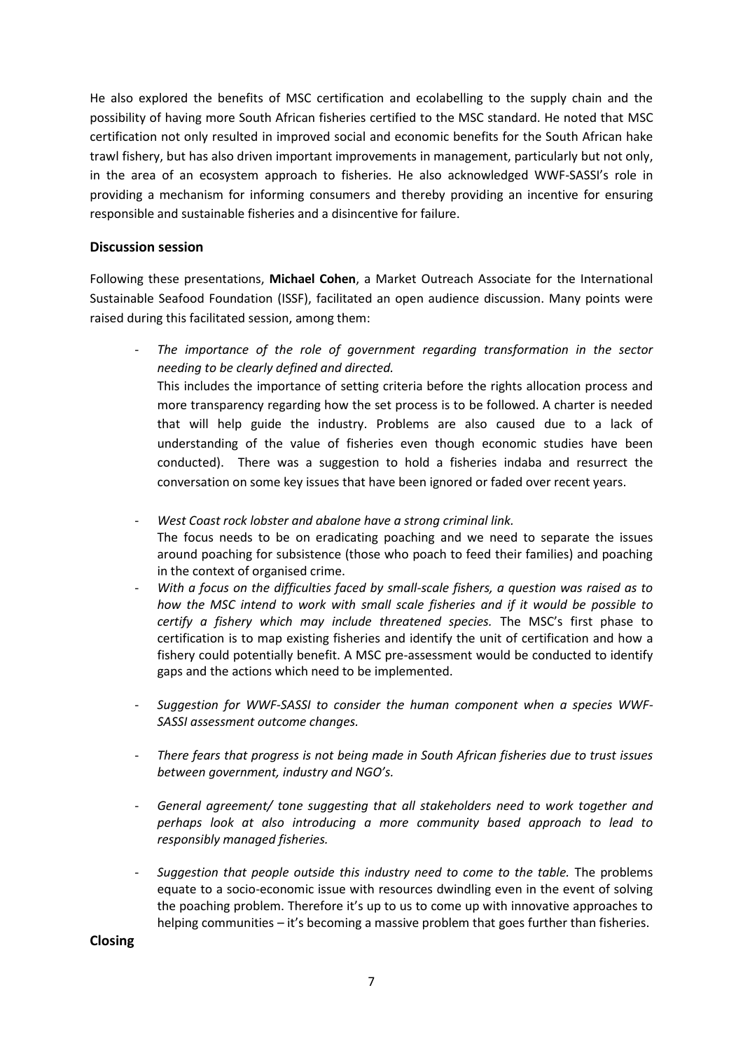He also explored the benefits of MSC certification and ecolabelling to the supply chain and the possibility of having more South African fisheries certified to the MSC standard. He noted that MSC certification not only resulted in improved social and economic benefits for the South African hake trawl fishery, but has also driven important improvements in management, particularly but not only, in the area of an ecosystem approach to fisheries. He also acknowledged WWF-SASSI's role in providing a mechanism for informing consumers and thereby providing an incentive for ensuring responsible and sustainable fisheries and a disincentive for failure.

## Discussion session

Following these presentations, **Michael Cohen**, a Market Outreach Associate for the International Sustainable Seafood Foundation (ISSF), facilitated an open audience discussion. Many points were raised during this facilitated session, among them:

- *The importance of the role of government regarding transformation in the sector needing to be clearly defined and directed.*
  This includes the importance of setting criteria before the rights allocation process and more transparency regarding how the set process is to be followed. A charter is needed that will help guide the industry. Problems are also caused due to a lack of understanding of the value of fisheries even though economic studies have been conducted). There was a suggestion to hold a fisheries indaba and resurrect the conversation on some key issues that have been ignored or faded over recent years.

- *West Coast rock lobster and abalone have a strong criminal link.*
  The focus needs to be on eradicating poaching and we need to separate the issues around poaching for subsistence (those who poach to feed their families) and poaching in the context of organised crime.
- *With a focus on the difficulties faced by small-scale fishers, a question was raised as to how the MSC intend to work with small scale fisheries and if it would be possible to certify a fishery which may include threatened species.* The MSC's first phase to certification is to map existing fisheries and identify the unit of certification and how a fishery could potentially benefit. A MSC pre-assessment would be conducted to identify gaps and the actions which need to be implemented.

- *Suggestion for WWF-SASSI to consider the human component when a species WWF-SASSI assessment outcome changes.*

- *There fears that progress is not being made in South African fisheries due to trust issues between government, industry and NGO's.*

- *General agreement/ tone suggesting that all stakeholders need to work together and perhaps look at also introducing a more community based approach to lead to responsibly managed fisheries.*

- *Suggestion that people outside this industry need to come to the table.* The problems equate to a socio-economic issue with resources dwindling even in the event of solving the poaching problem. Therefore it's up to us to come up with innovative approaches to helping communities – it's becoming a massive problem that goes further than fisheries.

## Closing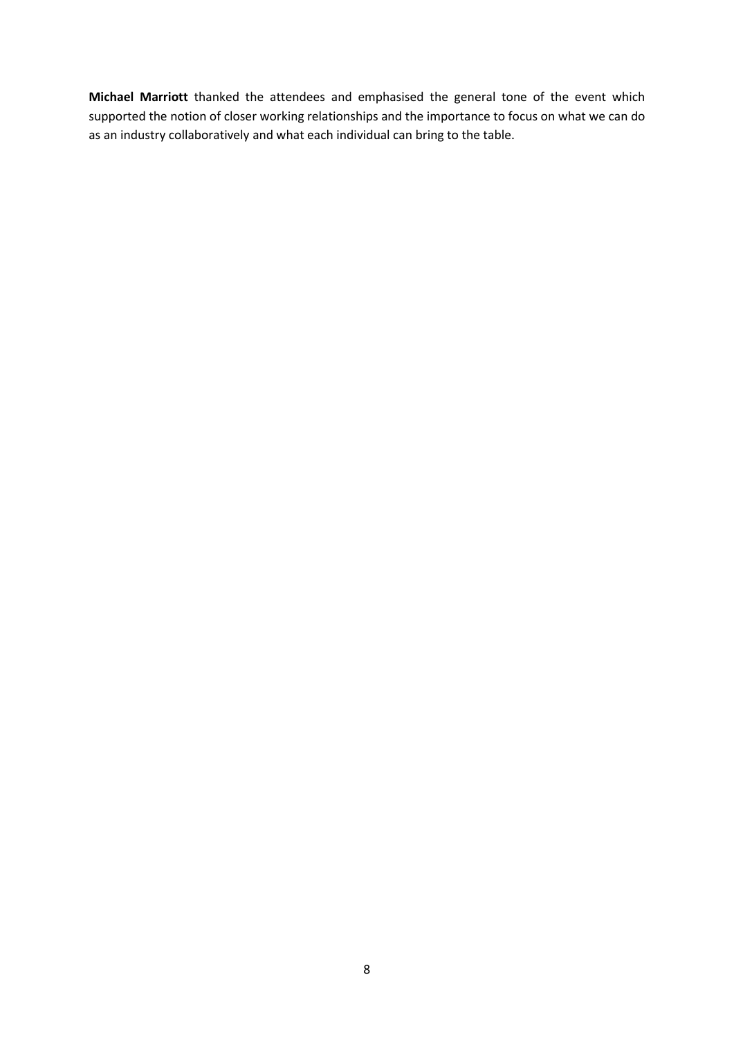**Michael Marriott** thanked the attendees and emphasised the general tone of the event which supported the notion of closer working relationships and the importance to focus on what we can do as an industry collaboratively and what each individual can bring to the table.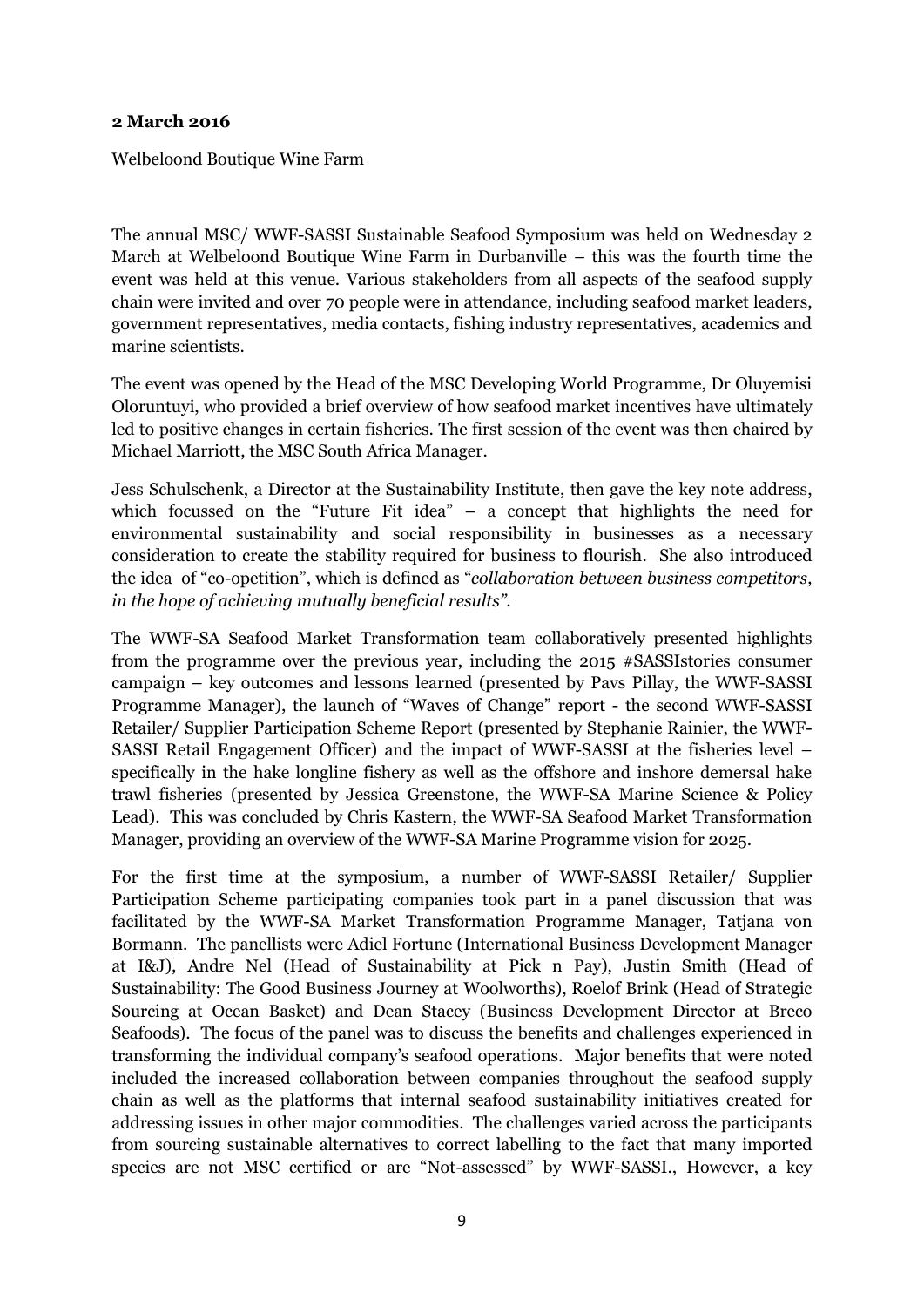**2 March 2016**

Welbeloond Boutique Wine Farm

The annual MSC/ WWF-SASSI Sustainable Seafood Symposium was held on Wednesday 2 March at Welbeloond Boutique Wine Farm in Durbanville – this was the fourth time the event was held at this venue. Various stakeholders from all aspects of the seafood supply chain were invited and over 70 people were in attendance, including seafood market leaders, government representatives, media contacts, fishing industry representatives, academics and marine scientists.

The event was opened by the Head of the MSC Developing World Programme, Dr Oluyemisi Oloruntuyi, who provided a brief overview of how seafood market incentives have ultimately led to positive changes in certain fisheries. The first session of the event was then chaired by Michael Marriott, the MSC South Africa Manager.

Jess Schulschenk, a Director at the Sustainability Institute, then gave the key note address, which focussed on the "Future Fit idea" – a concept that highlights the need for environmental sustainability and social responsibility in businesses as a necessary consideration to create the stability required for business to flourish. She also introduced the idea of "co-opetition", which is defined as "*collaboration between business competitors, in the hope of achieving mutually beneficial results*".

The WWF-SA Seafood Market Transformation team collaboratively presented highlights from the programme over the previous year, including the 2015 #SASSIstories consumer campaign – key outcomes and lessons learned (presented by Pavs Pillay, the WWF-SASSI Programme Manager), the launch of "Waves of Change" report - the second WWF-SASSI Retailer/ Supplier Participation Scheme Report (presented by Stephanie Rainier, the WWF-SASSI Retail Engagement Officer) and the impact of WWF-SASSI at the fisheries level – specifically in the hake longline fishery as well as the offshore and inshore demersal hake trawl fisheries (presented by Jessica Greenstone, the WWF-SA Marine Science & Policy Lead). This was concluded by Chris Kastern, the WWF-SA Seafood Market Transformation Manager, providing an overview of the WWF-SA Marine Programme vision for 2025.

For the first time at the symposium, a number of WWF-SASSI Retailer/ Supplier Participation Scheme participating companies took part in a panel discussion that was facilitated by the WWF-SA Market Transformation Programme Manager, Tatjana von Bormann. The panellists were Adiel Fortune (International Business Development Manager at I&J), Andre Nel (Head of Sustainability at Pick n Pay), Justin Smith (Head of Sustainability: The Good Business Journey at Woolworths), Roelof Brink (Head of Strategic Sourcing at Ocean Basket) and Dean Stacey (Business Development Director at Breco Seafoods). The focus of the panel was to discuss the benefits and challenges experienced in transforming the individual company's seafood operations. Major benefits that were noted included the increased collaboration between companies throughout the seafood supply chain as well as the platforms that internal seafood sustainability initiatives created for addressing issues in other major commodities. The challenges varied across the participants from sourcing sustainable alternatives to correct labelling to the fact that many imported species are not MSC certified or are "Not-assessed" by WWF-SASSI., However, a key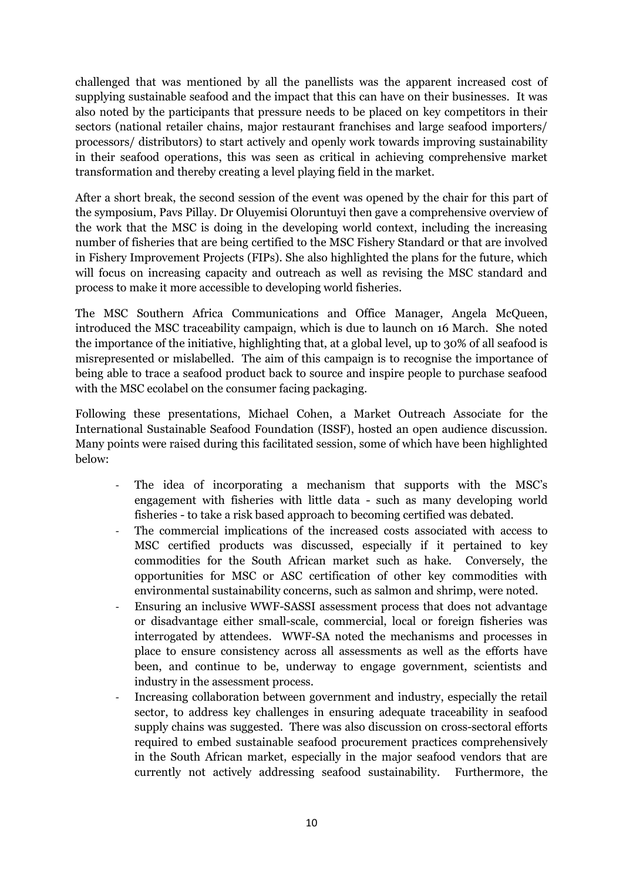challenged that was mentioned by all the panellists was the apparent increased cost of supplying sustainable seafood and the impact that this can have on their businesses. It was also noted by the participants that pressure needs to be placed on key competitors in their sectors (national retailer chains, major restaurant franchises and large seafood importers/ processors/ distributors) to start actively and openly work towards improving sustainability in their seafood operations, this was seen as critical in achieving comprehensive market transformation and thereby creating a level playing field in the market.

After a short break, the second session of the event was opened by the chair for this part of the symposium, Pavs Pillay. Dr Oluyemisi Oloruntuyi then gave a comprehensive overview of the work that the MSC is doing in the developing world context, including the increasing number of fisheries that are being certified to the MSC Fishery Standard or that are involved in Fishery Improvement Projects (FIPs). She also highlighted the plans for the future, which will focus on increasing capacity and outreach as well as revising the MSC standard and process to make it more accessible to developing world fisheries.

The MSC Southern Africa Communications and Office Manager, Angela McQueen, introduced the MSC traceability campaign, which is due to launch on 16 March. She noted the importance of the initiative, highlighting that, at a global level, up to 30% of all seafood is misrepresented or mislabelled. The aim of this campaign is to recognise the importance of being able to trace a seafood product back to source and inspire people to purchase seafood with the MSC ecolabel on the consumer facing packaging.

Following these presentations, Michael Cohen, a Market Outreach Associate for the International Sustainable Seafood Foundation (ISSF), hosted an open audience discussion. Many points were raised during this facilitated session, some of which have been highlighted below:

- The idea of incorporating a mechanism that supports with the MSC's engagement with fisheries with little data - such as many developing world fisheries - to take a risk based approach to becoming certified was debated.
- The commercial implications of the increased costs associated with access to MSC certified products was discussed, especially if it pertained to key commodities for the South African market such as hake. Conversely, the opportunities for MSC or ASC certification of other key commodities with environmental sustainability concerns, such as salmon and shrimp, were noted.
- Ensuring an inclusive WWF-SASSI assessment process that does not advantage or disadvantage either small-scale, commercial, local or foreign fisheries was interrogated by attendees. WWF-SA noted the mechanisms and processes in place to ensure consistency across all assessments as well as the efforts have been, and continue to be, underway to engage government, scientists and industry in the assessment process.
- Increasing collaboration between government and industry, especially the retail sector, to address key challenges in ensuring adequate traceability in seafood supply chains was suggested. There was also discussion on cross-sectoral efforts required to embed sustainable seafood procurement practices comprehensively in the South African market, especially in the major seafood vendors that are currently not actively addressing seafood sustainability. Furthermore, the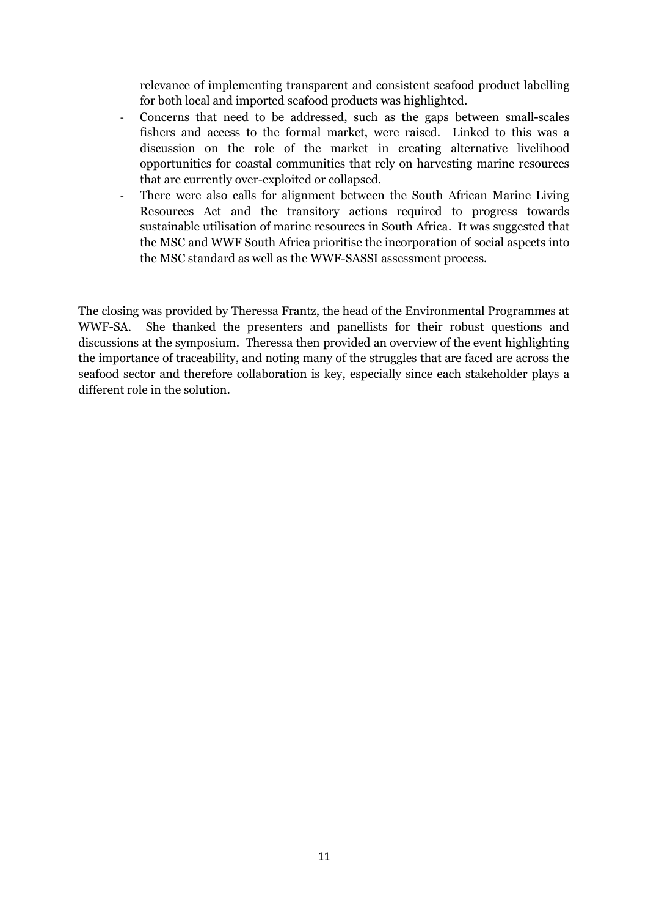relevance of implementing transparent and consistent seafood product labelling for both local and imported seafood products was highlighted.

- Concerns that need to be addressed, such as the gaps between small-scales fishers and access to the formal market, were raised. Linked to this was a discussion on the role of the market in creating alternative livelihood opportunities for coastal communities that rely on harvesting marine resources that are currently over-exploited or collapsed.
- There were also calls for alignment between the South African Marine Living Resources Act and the transitory actions required to progress towards sustainable utilisation of marine resources in South Africa. It was suggested that the MSC and WWF South Africa prioritise the incorporation of social aspects into the MSC standard as well as the WWF-SASSI assessment process.

The closing was provided by Theressa Frantz, the head of the Environmental Programmes at WWF-SA. She thanked the presenters and panellists for their robust questions and discussions at the symposium. Theressa then provided an overview of the event highlighting the importance of traceability, and noting many of the struggles that are faced are across the seafood sector and therefore collaboration is key, especially since each stakeholder plays a different role in the solution.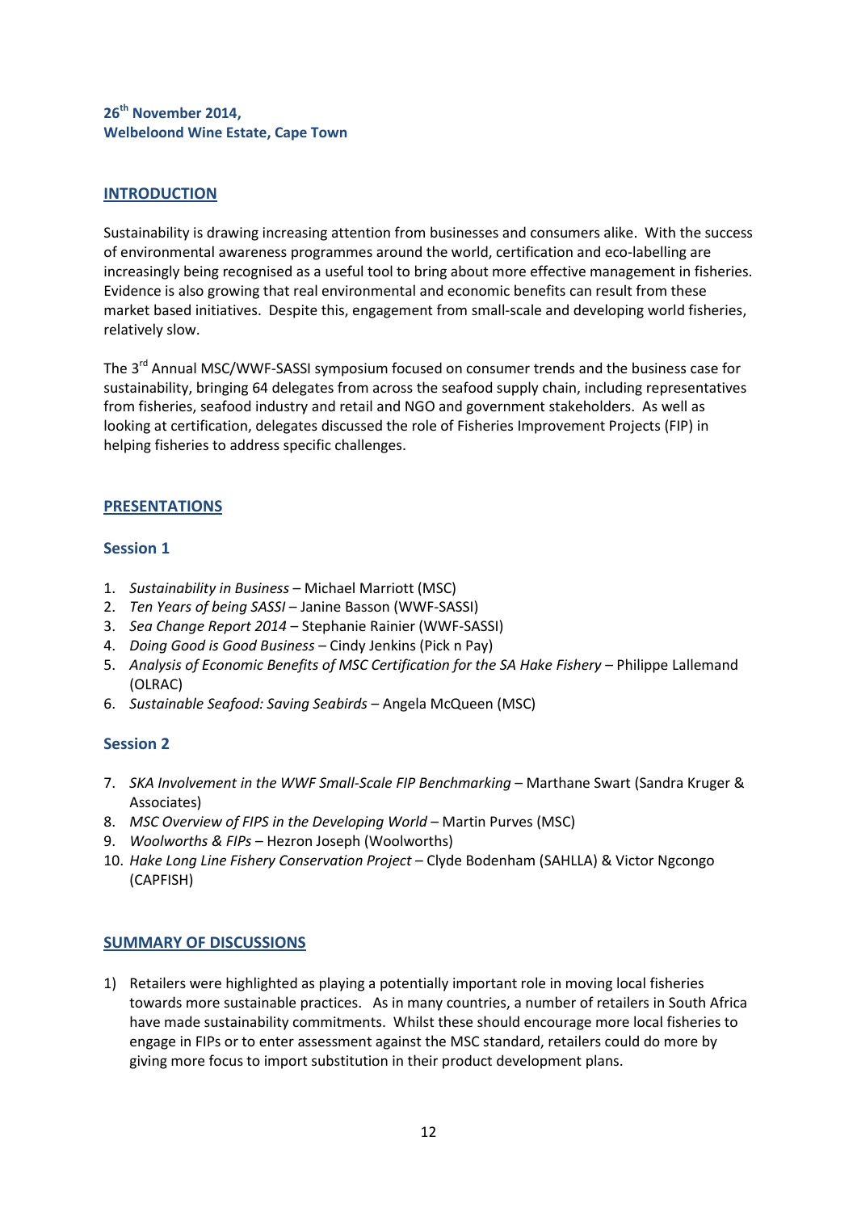**26th November 2014,**
**Welbeloond Wine Estate, Cape Town**

## INTRODUCTION

Sustainability is drawing increasing attention from businesses and consumers alike. With the success of environmental awareness programmes around the world, certification and eco-labelling are increasingly being recognised as a useful tool to bring about more effective management in fisheries. Evidence is also growing that real environmental and economic benefits can result from these market based initiatives. Despite this, engagement from small-scale and developing world fisheries, relatively slow.

The 3rd Annual MSC/WWF-SASSI symposium focused on consumer trends and the business case for sustainability, bringing 64 delegates from across the seafood supply chain, including representatives from fisheries, seafood industry and retail and NGO and government stakeholders. As well as looking at certification, delegates discussed the role of Fisheries Improvement Projects (FIP) in helping fisheries to address specific challenges.

## PRESENTATIONS

### Session 1

1. *Sustainability in Business* – Michael Marriott (MSC)
2. *Ten Years of being SASSI* – Janine Basson (WWF-SASSI)
3. *Sea Change Report 2014* – Stephanie Rainier (WWF-SASSI)
4. *Doing Good is Good Business* – Cindy Jenkins (Pick n Pay)
5. *Analysis of Economic Benefits of MSC Certification for the SA Hake Fishery* – Philippe Lallemand (OLRAC)
6. *Sustainable Seafood: Saving Seabirds* – Angela McQueen (MSC)

### Session 2

7. *SKA Involvement in the WWF Small-Scale FIP Benchmarking* – Marthane Swart (Sandra Kruger & Associates)
8. *MSC Overview of FIPS in the Developing World* – Martin Purves (MSC)
9. *Woolworths & FIPs* – Hezron Joseph (Woolworths)
10. *Hake Long Line Fishery Conservation Project* – Clyde Bodenham (SAHLLA) & Victor Ngcongo (CAPFISH)

## SUMMARY OF DISCUSSIONS

1) Retailers were highlighted as playing a potentially important role in moving local fisheries towards more sustainable practices. As in many countries, a number of retailers in South Africa have made sustainability commitments. Whilst these should encourage more local fisheries to engage in FIPs or to enter assessment against the MSC standard, retailers could do more by giving more focus to import substitution in their product development plans.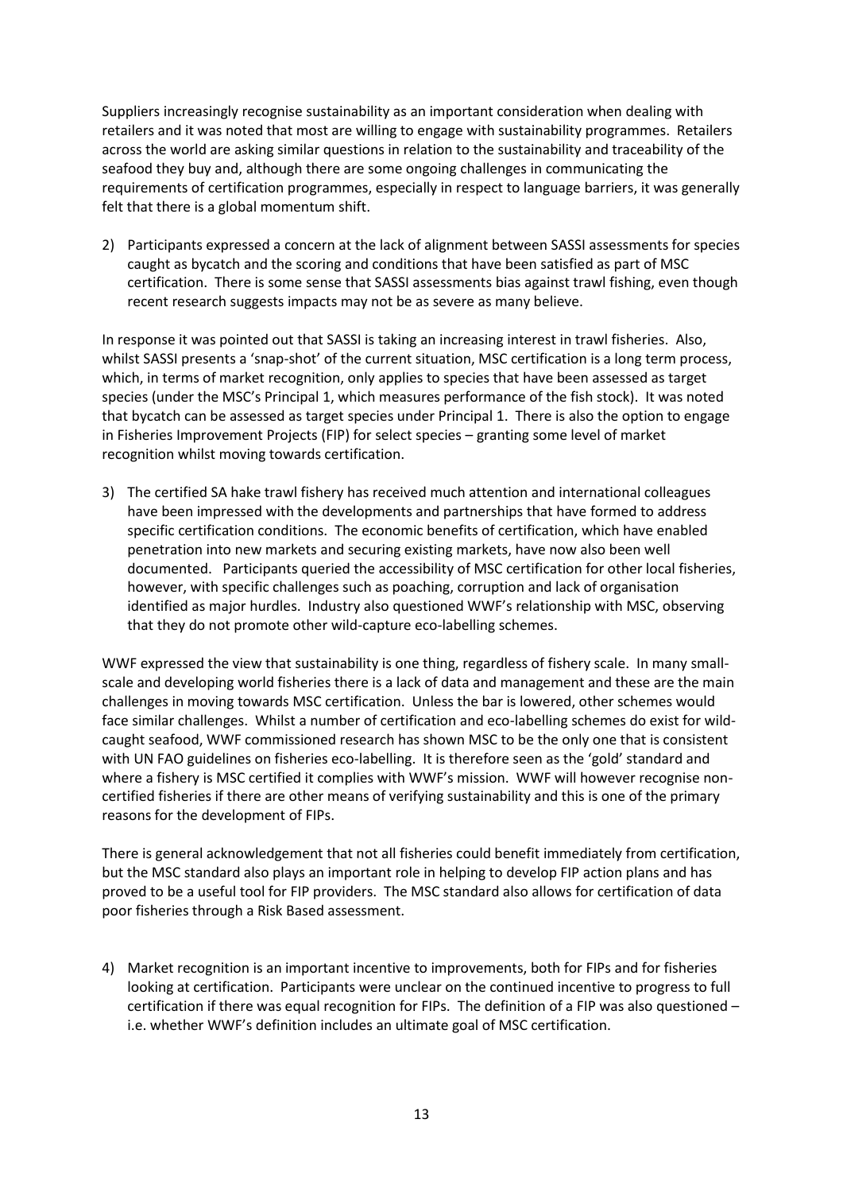Suppliers increasingly recognise sustainability as an important consideration when dealing with retailers and it was noted that most are willing to engage with sustainability programmes. Retailers across the world are asking similar questions in relation to the sustainability and traceability of the seafood they buy and, although there are some ongoing challenges in communicating the requirements of certification programmes, especially in respect to language barriers, it was generally felt that there is a global momentum shift.

2) Participants expressed a concern at the lack of alignment between SASSI assessments for species caught as bycatch and the scoring and conditions that have been satisfied as part of MSC certification. There is some sense that SASSI assessments bias against trawl fishing, even though recent research suggests impacts may not be as severe as many believe.

In response it was pointed out that SASSI is taking an increasing interest in trawl fisheries. Also, whilst SASSI presents a 'snap-shot' of the current situation, MSC certification is a long term process, which, in terms of market recognition, only applies to species that have been assessed as target species (under the MSC's Principal 1, which measures performance of the fish stock). It was noted that bycatch can be assessed as target species under Principal 1. There is also the option to engage in Fisheries Improvement Projects (FIP) for select species – granting some level of market recognition whilst moving towards certification.

3) The certified SA hake trawl fishery has received much attention and international colleagues have been impressed with the developments and partnerships that have formed to address specific certification conditions. The economic benefits of certification, which have enabled penetration into new markets and securing existing markets, have now also been well documented. Participants queried the accessibility of MSC certification for other local fisheries, however, with specific challenges such as poaching, corruption and lack of organisation identified as major hurdles. Industry also questioned WWF's relationship with MSC, observing that they do not promote other wild-capture eco-labelling schemes.

WWF expressed the view that sustainability is one thing, regardless of fishery scale. In many small-scale and developing world fisheries there is a lack of data and management and these are the main challenges in moving towards MSC certification. Unless the bar is lowered, other schemes would face similar challenges. Whilst a number of certification and eco-labelling schemes do exist for wild-caught seafood, WWF commissioned research has shown MSC to be the only one that is consistent with UN FAO guidelines on fisheries eco-labelling. It is therefore seen as the 'gold' standard and where a fishery is MSC certified it complies with WWF's mission. WWF will however recognise non-certified fisheries if there are other means of verifying sustainability and this is one of the primary reasons for the development of FIPs.

There is general acknowledgement that not all fisheries could benefit immediately from certification, but the MSC standard also plays an important role in helping to develop FIP action plans and has proved to be a useful tool for FIP providers. The MSC standard also allows for certification of data poor fisheries through a Risk Based assessment.

4) Market recognition is an important incentive to improvements, both for FIPs and for fisheries looking at certification. Participants were unclear on the continued incentive to progress to full certification if there was equal recognition for FIPs. The definition of a FIP was also questioned – i.e. whether WWF's definition includes an ultimate goal of MSC certification.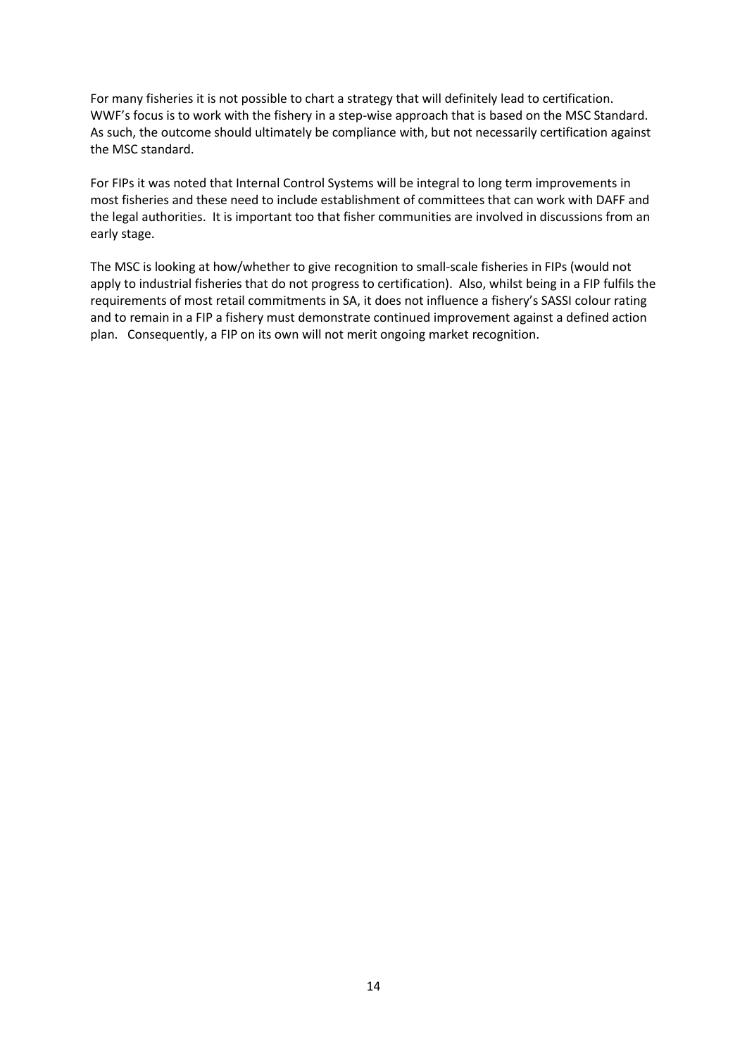For many fisheries it is not possible to chart a strategy that will definitely lead to certification. WWF's focus is to work with the fishery in a step-wise approach that is based on the MSC Standard. As such, the outcome should ultimately be compliance with, but not necessarily certification against the MSC standard.

For FIPs it was noted that Internal Control Systems will be integral to long term improvements in most fisheries and these need to include establishment of committees that can work with DAFF and the legal authorities. It is important too that fisher communities are involved in discussions from an early stage.

The MSC is looking at how/whether to give recognition to small-scale fisheries in FIPs (would not apply to industrial fisheries that do not progress to certification). Also, whilst being in a FIP fulfils the requirements of most retail commitments in SA, it does not influence a fishery's SASSI colour rating and to remain in a FIP a fishery must demonstrate continued improvement against a defined action plan. Consequently, a FIP on its own will not merit ongoing market recognition.